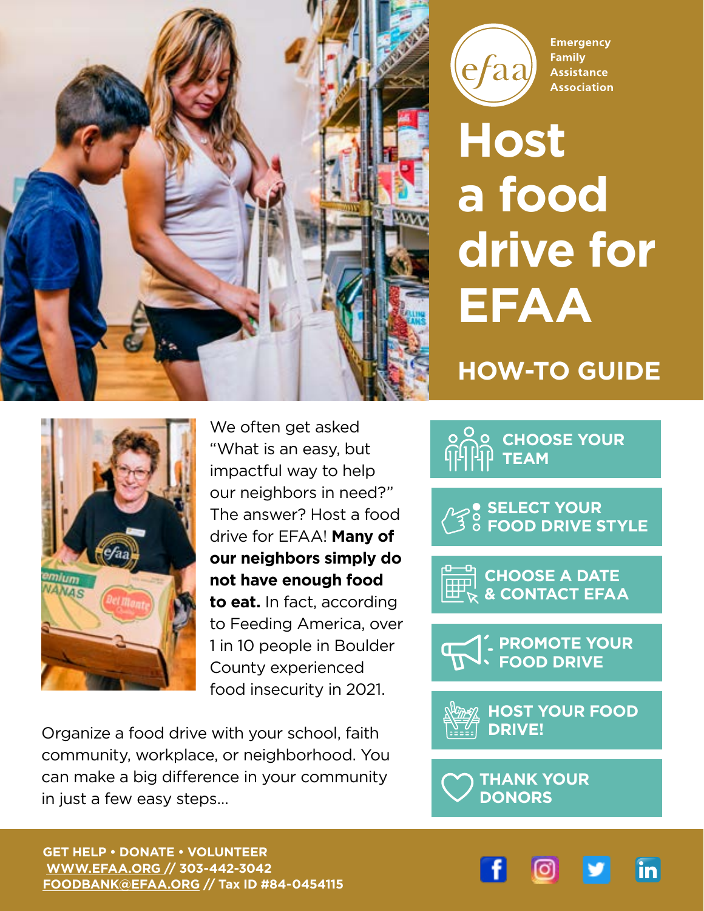Emergency Family Assistance Association

# Host a food drive for EFAA

## HOW-TO GUIDE

We often get asked "What is an easy, but impactful way to help our neighbors in need?" The answer? Host a food drive for EFAA! **Many of our neighbors simply do not have enough food to eat.** In fact, according to Feeding America, over 1 in 10 people in Boulder County experienced food insecurity in 2021.

Organize a food drive with your school, faith community, workplace, or neighborhood. You can make a big difference in your community in just a few easy steps...

- **CHOOSE YOUR TEAM**
- **SELECT YOUR FOOD DRIVE STYLE**
- **CHOOSE A DATE & CONTACT EFAA**
- **PROMOTE YOUR FOOD DRIVE**
- **HOST YOUR FOOD DRIVE!**
- **THANK YOUR DONORS**

**GET HELP • DONATE • VOLUNTEER**
**WWW.EFAA.ORG // 303-442-3042**
**FOODBANK@EFAA.ORG // Tax ID #84-0454115**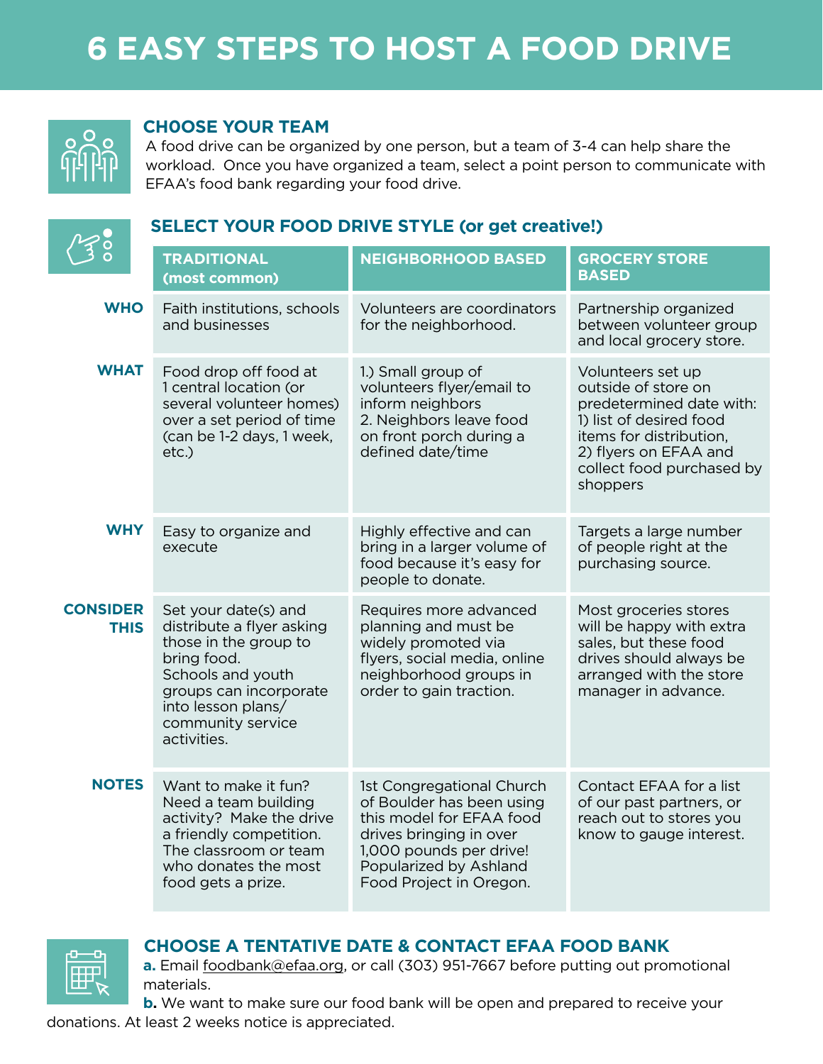# 6 EASY STEPS TO HOST A FOOD DRIVE

## CHOOSE YOUR TEAM

A food drive can be organized by one person, but a team of 3-4 can help share the workload. Once you have organized a team, select a point person to communicate with EFAA's food bank regarding your food drive.

## SELECT YOUR FOOD DRIVE STYLE (or get creative!)

| | TRADITIONAL (most common) | NEIGHBORHOOD BASED | GROCERY STORE BASED |
|---|---|---|---|
| **WHO** | Faith institutions, schools and businesses | Volunteers are coordinators for the neighborhood. | Partnership organized between volunteer group and local grocery store. |
| **WHAT** | Food drop off food at 1 central location (or several volunteer homes) over a set period of time (can be 1-2 days, 1 week, etc.) | 1.) Small group of volunteers flyer/email to inform neighbors 2. Neighbors leave food on front porch during a defined date/time | Volunteers set up outside of store on predetermined date with: 1) list of desired food items for distribution, 2) flyers on EFAA and collect food purchased by shoppers |
| **WHY** | Easy to organize and execute | Highly effective and can bring in a larger volume of food because it's easy for people to donate. | Targets a large number of people right at the purchasing source. |
| **CONSIDER THIS** | Set your date(s) and distribute a flyer asking those in the group to bring food. Schools and youth groups can incorporate into lesson plans/ community service activities. | Requires more advanced planning and must be widely promoted via flyers, social media, online neighborhood groups in order to gain traction. | Most groceries stores will be happy with extra sales, but these food drives should always be arranged with the store manager in advance. |
| **NOTES** | Want to make it fun? Need a team building activity? Make the drive a friendly competition. The classroom or team who donates the most food gets a prize. | 1st Congregational Church of Boulder has been using this model for EFAA food drives bringing in over 1,000 pounds per drive! Popularized by Ashland Food Project in Oregon. | Contact EFAA for a list of our past partners, or reach out to stores you know to gauge interest. |

## CHOOSE A TENTATIVE DATE & CONTACT EFAA FOOD BANK

**a.** Email foodbank@efaa.org, or call (303) 951-7667 before putting out promotional materials.

**b.** We want to make sure our food bank will be open and prepared to receive your donations. At least 2 weeks notice is appreciated.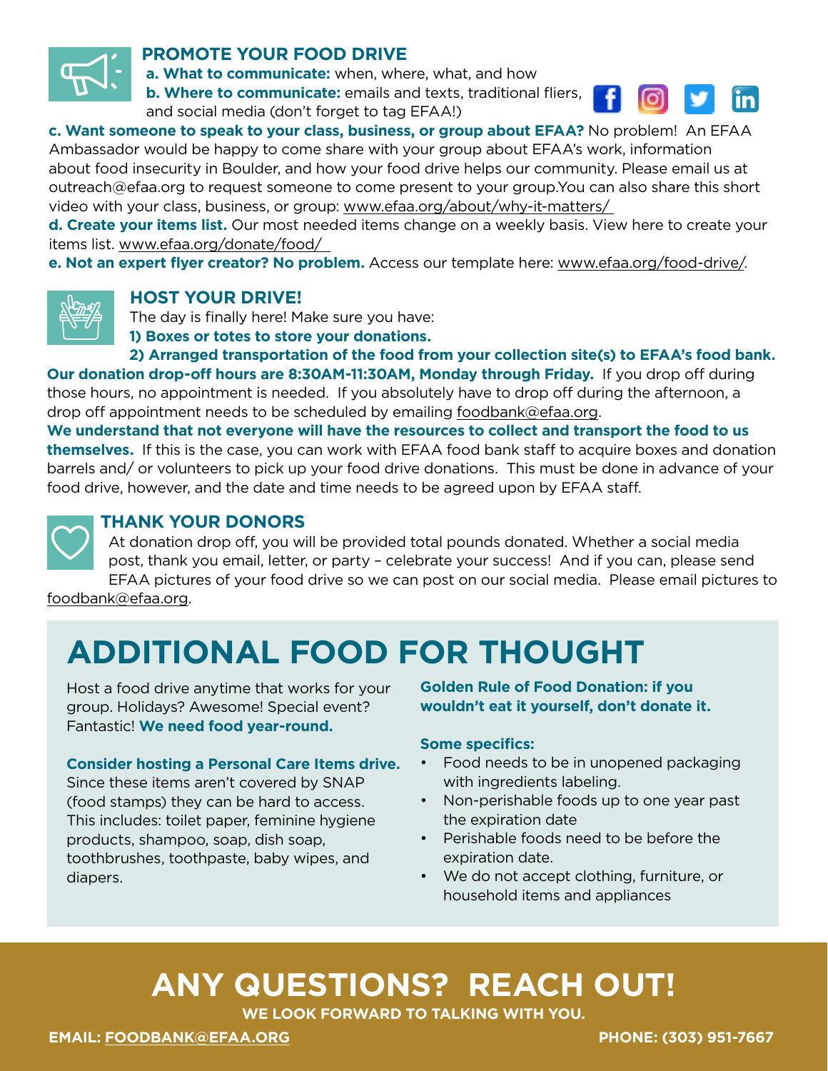## PROMOTE YOUR FOOD DRIVE

**a. What to communicate:** when, where, what, and how

**b. Where to communicate:** emails and texts, traditional fliers, and social media (don't forget to tag EFAA!)

**c. Want someone to speak to your class, business, or group about EFAA?** No problem! An EFAA Ambassador would be happy to come share with your group about EFAA's work, information about food insecurity in Boulder, and how your food drive helps our community. Please email us at outreach@efaa.org to request someone to come present to your group.You can also share this short video with your class, business, or group: www.efaa.org/about/why-it-matters/

**d. Create your items list.** Our most needed items change on a weekly basis. View here to create your items list. www.efaa.org/donate/food/

**e. Not an expert flyer creator? No problem.** Access our template here: www.efaa.org/food-drive/.

## HOST YOUR DRIVE!

The day is finally here! Make sure you have:

**1) Boxes or totes to store your donations.**

**2) Arranged transportation of the food from your collection site(s) to EFAA's food bank.**

**Our donation drop-off hours are 8:30AM-11:30AM, Monday through Friday.** If you drop off during those hours, no appointment is needed. If you absolutely have to drop off during the afternoon, a drop off appointment needs to be scheduled by emailing foodbank@efaa.org.

**We understand that not everyone will have the resources to collect and transport the food to us themselves.** If this is the case, you can work with EFAA food bank staff to acquire boxes and donation barrels and/ or volunteers to pick up your food drive donations. This must be done in advance of your food drive, however, and the date and time needs to be agreed upon by EFAA staff.

## THANK YOUR DONORS

At donation drop off, you will be provided total pounds donated. Whether a social media post, thank you email, letter, or party – celebrate your success! And if you can, please send EFAA pictures of your food drive so we can post on our social media. Please email pictures to foodbank@efaa.org.

# ADDITIONAL FOOD FOR THOUGHT

Host a food drive anytime that works for your group. Holidays? Awesome! Special event? Fantastic! **We need food year-round.**

**Consider hosting a Personal Care Items drive.** Since these items aren't covered by SNAP (food stamps) they can be hard to access. This includes: toilet paper, feminine hygiene products, shampoo, soap, dish soap, toothbrushes, toothpaste, baby wipes, and diapers.

**Golden Rule of Food Donation: if you wouldn't eat it yourself, don't donate it.**

**Some specifics:**

- Food needs to be in unopened packaging with ingredients labeling.
- Non-perishable foods up to one year past the expiration date
- Perishable foods need to be before the expiration date.
- We do not accept clothing, furniture, or household items and appliances

# ANY QUESTIONS? REACH OUT!

**WE LOOK FORWARD TO TALKING WITH YOU.**

**EMAIL: FOODBANK@EFAA.ORG**

**PHONE: (303) 951-7667**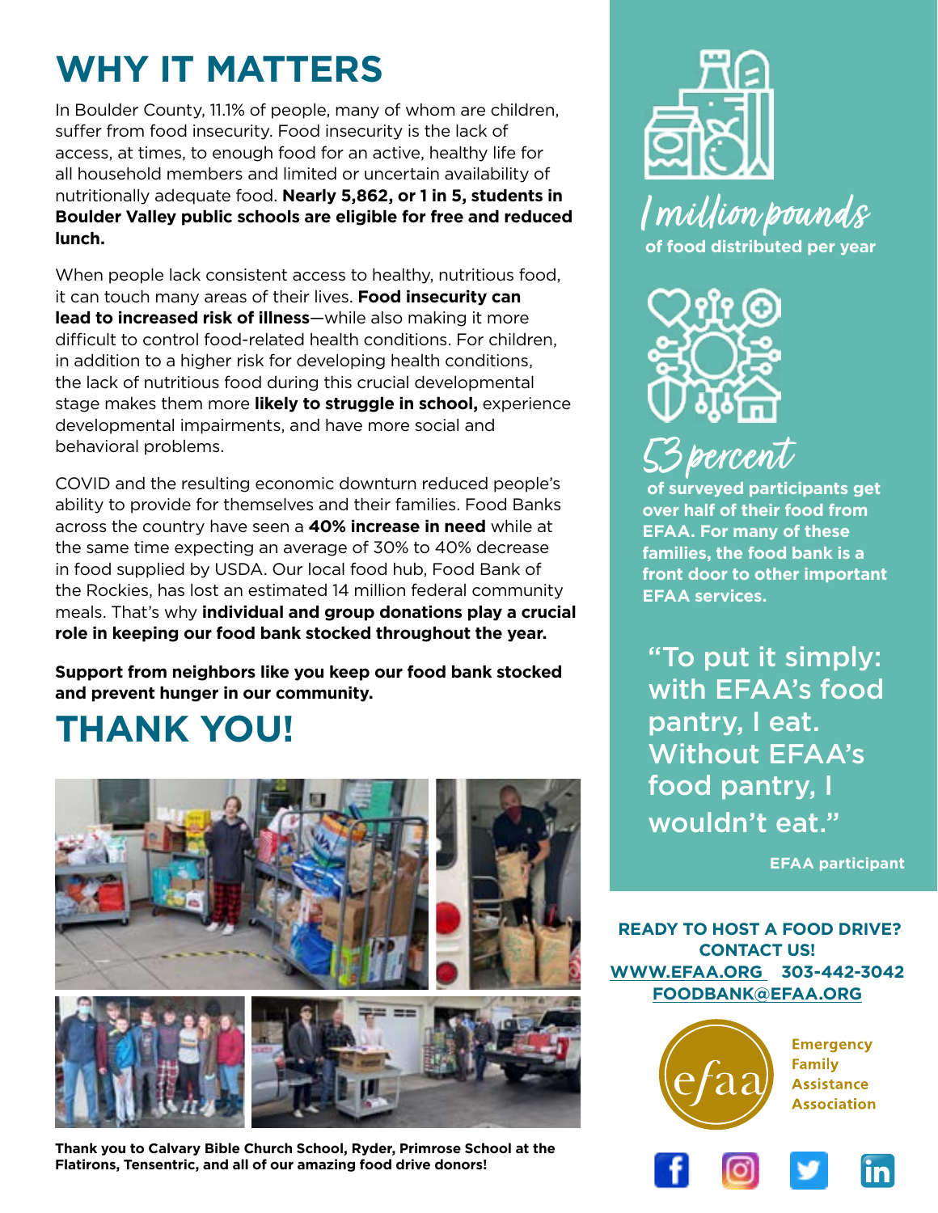# WHY IT MATTERS

In Boulder County, 11.1% of people, many of whom are children, suffer from food insecurity. Food insecurity is the lack of access, at times, to enough food for an active, healthy life for all household members and limited or uncertain availability of nutritionally adequate food. **Nearly 5,862, or 1 in 5, students in Boulder Valley public schools are eligible for free and reduced lunch.**

When people lack consistent access to healthy, nutritious food, it can touch many areas of their lives. **Food insecurity can lead to increased risk of illness**—while also making it more difficult to control food-related health conditions. For children, in addition to a higher risk for developing health conditions, the lack of nutritious food during this crucial developmental stage makes them more **likely to struggle in school,** experience developmental impairments, and have more social and behavioral problems.

COVID and the resulting economic downturn reduced people's ability to provide for themselves and their families. Food Banks across the country have seen a **40% increase in need** while at the same time expecting an average of 30% to 40% decrease in food supplied by USDA. Our local food hub, Food Bank of the Rockies, has lost an estimated 14 million federal community meals. That's why **individual and group donations play a crucial role in keeping our food bank stocked throughout the year.**

**Support from neighbors like you keep our food bank stocked and prevent hunger in our community.**

# THANK YOU!

**Thank you to Calvary Bible Church School, Ryder, Primrose School at the Flatirons, Tensentric, and all of our amazing food drive donors!**

*1 million pounds*

**of food distributed per year**

*53 percent*

**of surveyed participants get over half of their food from EFAA. For many of these families, the food bank is a front door to other important EFAA services.**

"To put it simply: with EFAA's food pantry, I eat. Without EFAA's food pantry, I wouldn't eat."

**EFAA participant**

**READY TO HOST A FOOD DRIVE? CONTACT US!**

**WWW.EFAA.ORG 303-442-3042**

**FOODBANK@EFAA.ORG**

efaa

**Emergency Family Assistance Association**